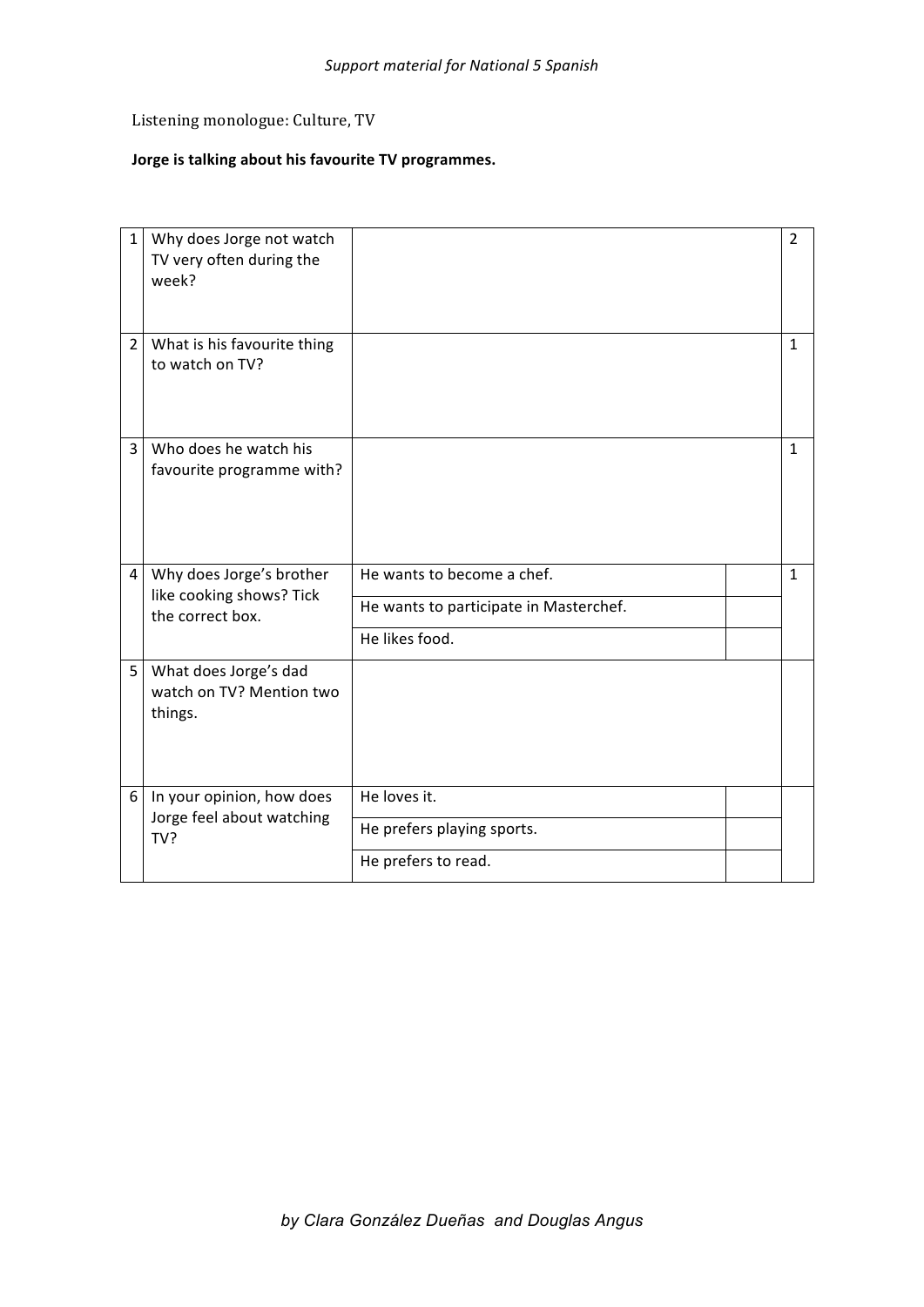Listening monologue: Culture, TV

**Jorge is talking about his favourite TV programmes.**

| | | | | |
|---|---|---|---|---|
| 1 | Why does Jorge not watch TV very often during the week? | | | 2 |
| 2 | What is his favourite thing to watch on TV? | | | 1 |
| 3 | Who does he watch his favourite programme with? | | | 1 |
| 4 | Why does Jorge's brother like cooking shows? Tick the correct box. | He wants to become a chef. | | 1 |
| | | He wants to participate in Masterchef. | | |
| | | He likes food. | | |
| 5 | What does Jorge's dad watch on TV? Mention two things. | | | |
| 6 | In your opinion, how does Jorge feel about watching TV? | He loves it. | | |
| | | He prefers playing sports. | | |
| | | He prefers to read. | | |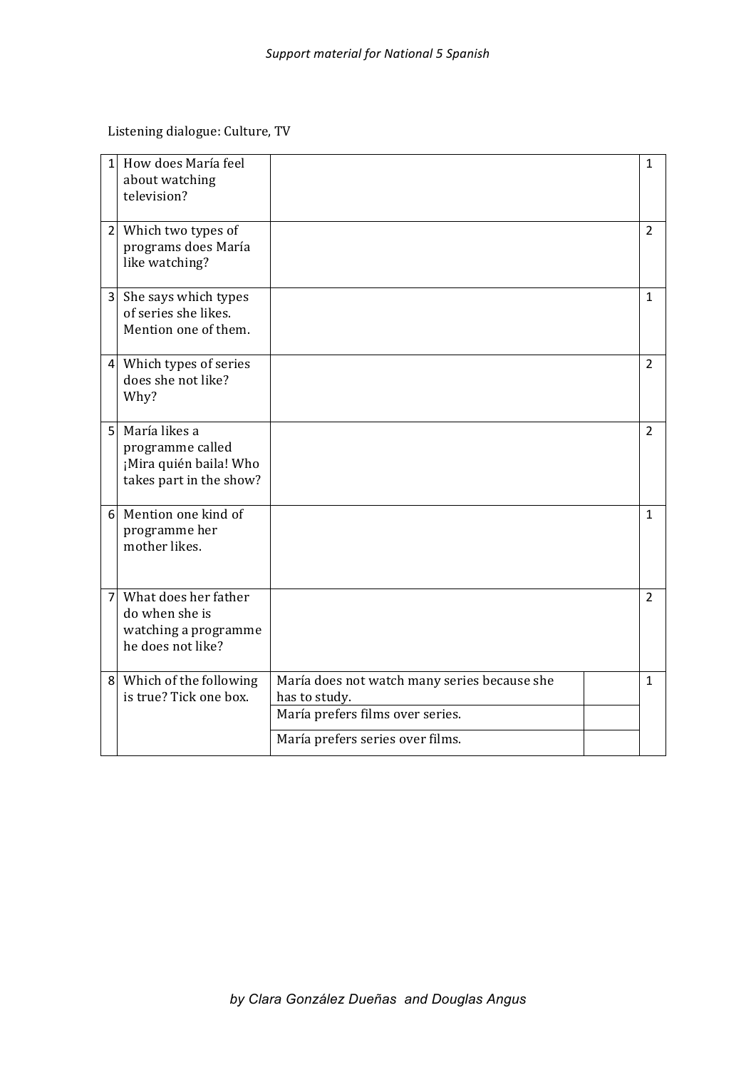Listening dialogue: Culture, TV

| | | | | |
|---|---|---|---|---|
| 1 | How does María feel about watching television? | | | 1 |
| 2 | Which two types of programs does María like watching? | | | 2 |
| 3 | She says which types of series she likes. Mention one of them. | | | 1 |
| 4 | Which types of series does she not like? Why? | | | 2 |
| 5 | María likes a programme called ¡Mira quién baila! Who takes part in the show? | | | 2 |
| 6 | Mention one kind of programme her mother likes. | | | 1 |
| 7 | What does her father do when she is watching a programme he does not like? | | | 2 |
| 8 | Which of the following is true? Tick one box. | María does not watch many series because she has to study. | | 1 |
| | | María prefers films over series. | | |
| | | María prefers series over films. | | |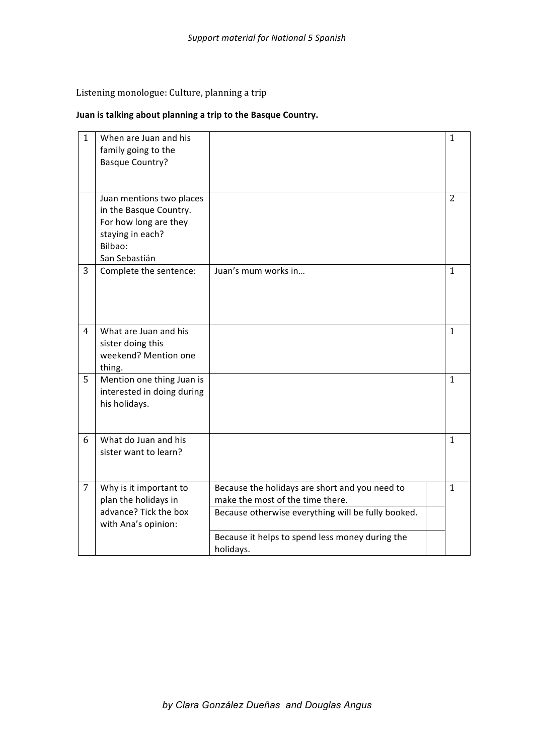Listening monologue: Culture, planning a trip

**Juan is talking about planning a trip to the Basque Country.**

| | | | | |
|---|---|---|---|---|
| 1 | When are Juan and his family going to the Basque Country? | | | 1 |
| | Juan mentions two places in the Basque Country. For how long are they staying in each?<br>Bilbao:<br>San Sebastián | | | 2 |
| 3 | Complete the sentence: | Juan's mum works in… | | 1 |
| 4 | What are Juan and his sister doing this weekend? Mention one thing. | | | 1 |
| 5 | Mention one thing Juan is interested in doing during his holidays. | | | 1 |
| 6 | What do Juan and his sister want to learn? | | | 1 |
| 7 | Why is it important to plan the holidays in advance? Tick the box with Ana's opinion: | Because the holidays are short and you need to make the most of the time there. | | 1 |
| | | Because otherwise everything will be fully booked. | | |
| | | Because it helps to spend less money during the holidays. | | |

*by Clara González Dueñas and Douglas Angus*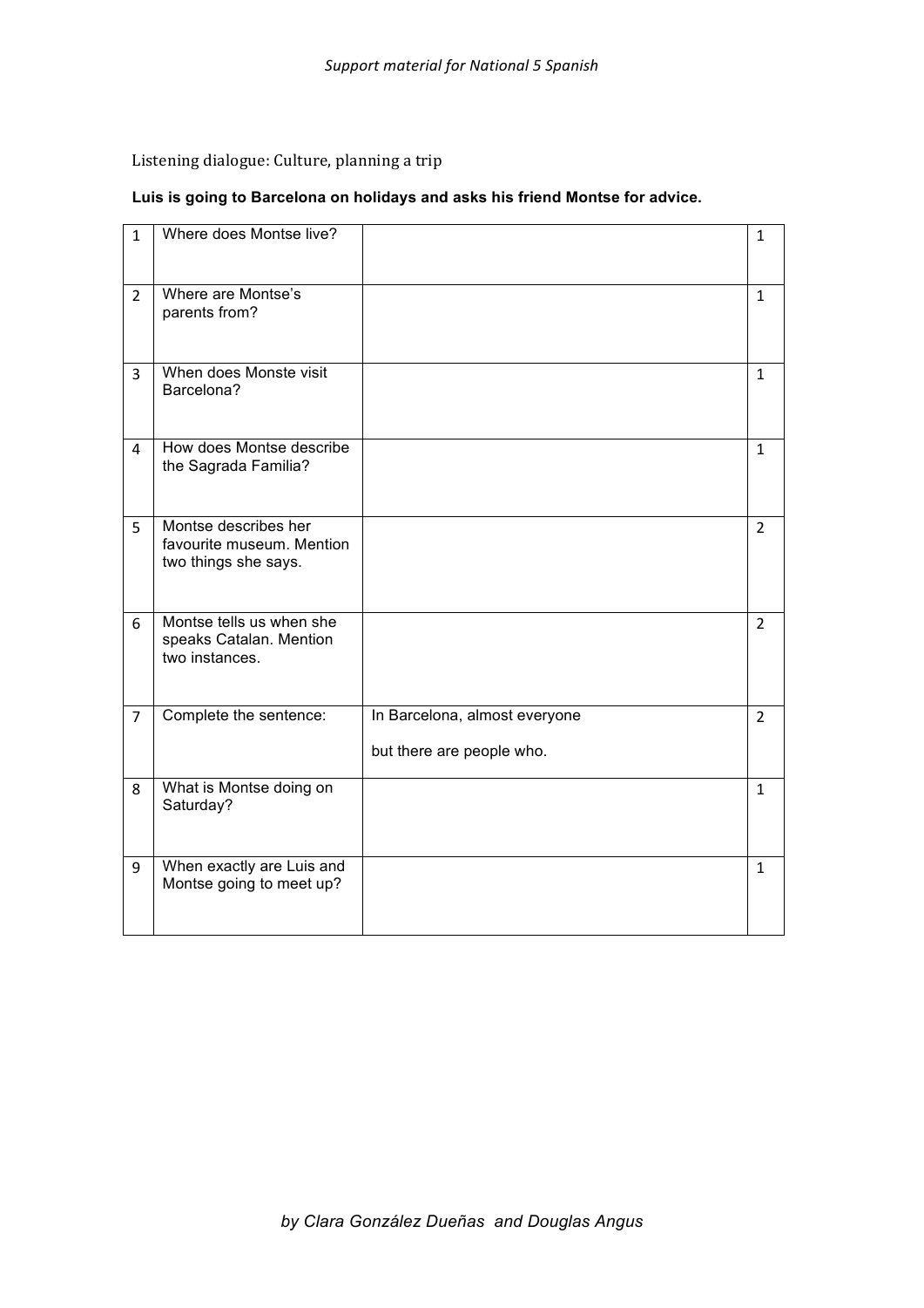Listening dialogue: Culture, planning a trip

**Luis is going to Barcelona on holidays and asks his friend Montse for advice.**

| | | | |
|---|---|---|---|
| 1 | Where does Montse live? | | 1 |
| 2 | Where are Montse's parents from? | | 1 |
| 3 | When does Monste visit Barcelona? | | 1 |
| 4 | How does Montse describe the Sagrada Familia? | | 1 |
| 5 | Montse describes her favourite museum. Mention two things she says. | | 2 |
| 6 | Montse tells us when she speaks Catalan. Mention two instances. | | 2 |
| 7 | Complete the sentence: | In Barcelona, almost everyone<br><br>but there are people who. | 2 |
| 8 | What is Montse doing on Saturday? | | 1 |
| 9 | When exactly are Luis and Montse going to meet up? | | 1 |

*by Clara González Dueñas and Douglas Angus*